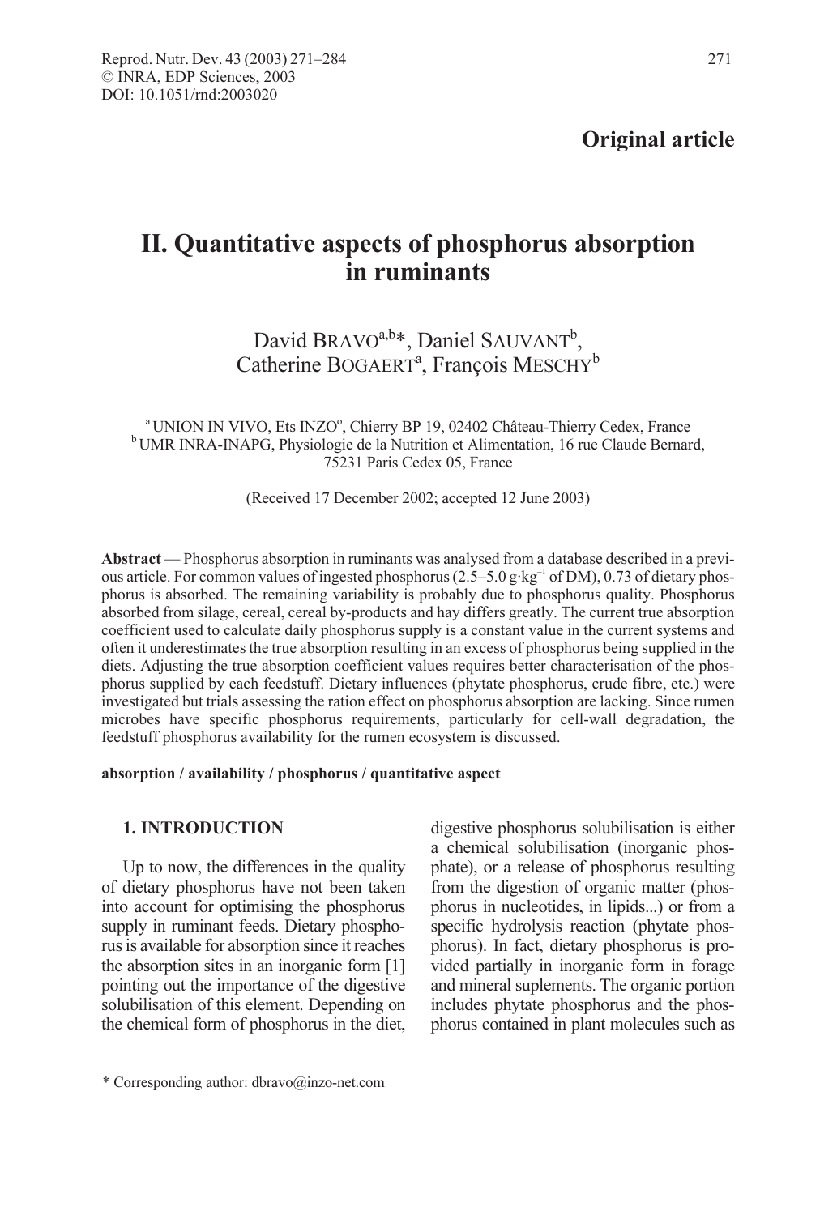**Original article**

# II. Quantitative aspects of phosphorus absorption in ruminants

David BRAVO[a,b]*, Daniel SAUVANT[b], Catherine BOGAERT[a], François MESCHY[b]

[a] UNION IN VIVO, Ets INZO°, Chierry BP 19, 02402 Château-Thierry Cedex, France
[b] UMR INRA-INAPG, Physiologie de la Nutrition et Alimentation, 16 rue Claude Bernard, 75231 Paris Cedex 05, France

(Received 17 December 2002; accepted 12 June 2003)

**Abstract** — Phosphorus absorption in ruminants was analysed from a database described in a previous article. For common values of ingested phosphorus (2.5–5.0 $g \cdot kg^{-1}$ of DM), 0.73 of dietary phosphorus is absorbed. The remaining variability is probably due to phosphorus quality. Phosphorus absorbed from silage, cereal, cereal by-products and hay differs greatly. The current true absorption coefficient used to calculate daily phosphorus supply is a constant value in the current systems and often it underestimates the true absorption resulting in an excess of phosphorus being supplied in the diets. Adjusting the true absorption coefficient values requires better characterisation of the phosphorus supplied by each feedstuff. Dietary influences (phytate phosphorus, crude fibre, etc.) were investigated but trials assessing the ration effect on phosphorus absorption are lacking. Since rumen microbes have specific phosphorus requirements, particularly for cell-wall degradation, the feedstuff phosphorus availability for the rumen ecosystem is discussed.

**absorption / availability / phosphorus / quantitative aspect**

## 1. INTRODUCTION

Up to now, the differences in the quality of dietary phosphorus have not been taken into account for optimising the phosphorus supply in ruminant feeds. Dietary phosphorus is available for absorption since it reaches the absorption sites in an inorganic form [1] pointing out the importance of the digestive solubilisation of this element. Depending on the chemical form of phosphorus in the diet, digestive phosphorus solubilisation is either a chemical solubilisation (inorganic phosphate), or a release of phosphorus resulting from the digestion of organic matter (phosphorus in nucleotides, in lipids...) or from a specific hydrolysis reaction (phytate phosphorus). In fact, dietary phosphorus is provided partially in inorganic form in forage and mineral suplements. The organic portion includes phytate phosphorus and the phosphorus contained in plant molecules such as

* Corresponding author: dbravo@inzo-net.com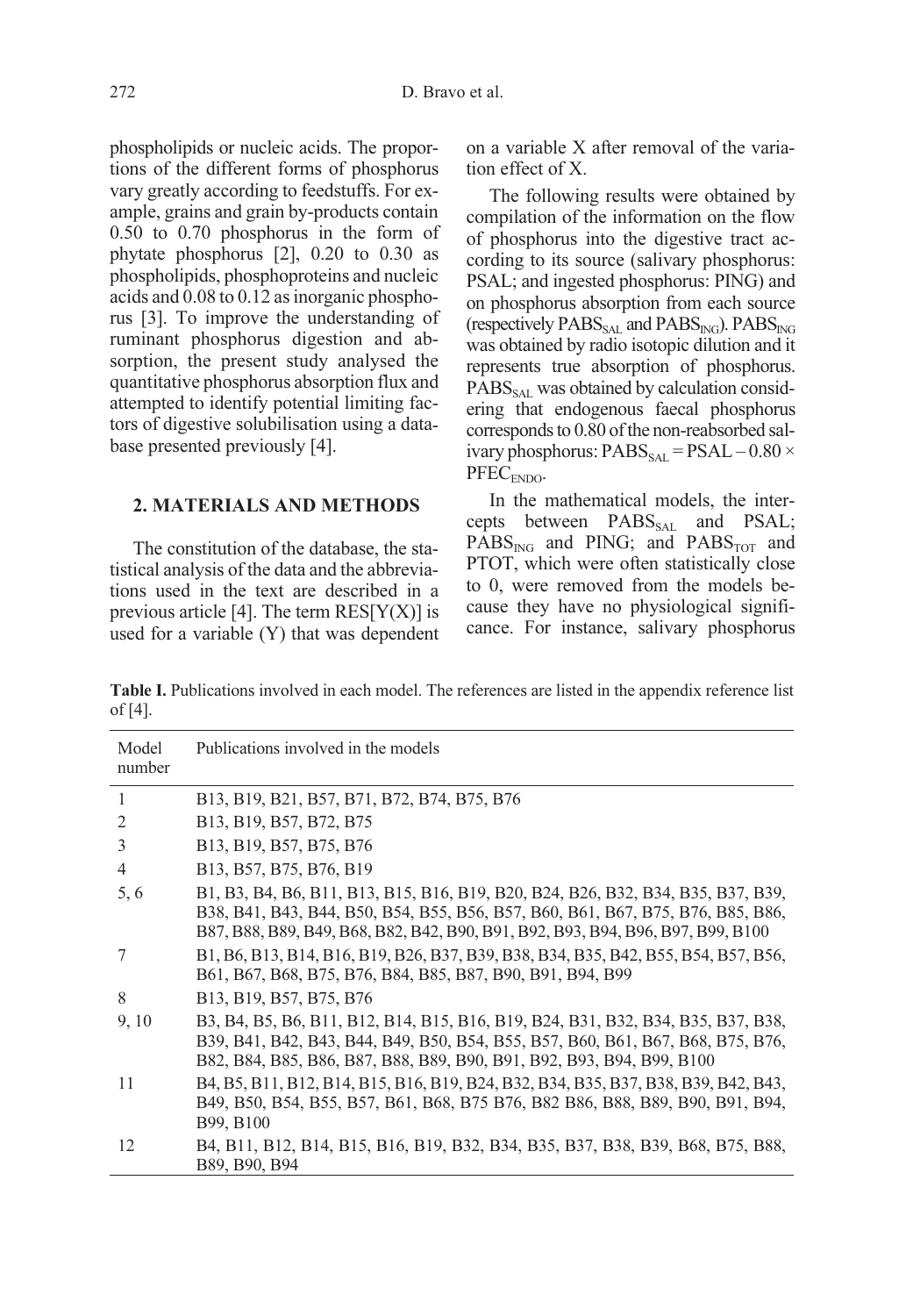phospholipids or nucleic acids. The proportions of the different forms of phosphorus vary greatly according to feedstuffs. For example, grains and grain by-products contain 0.50 to 0.70 phosphorus in the form of phytate phosphorus [2], 0.20 to 0.30 as phospholipids, phosphoproteins and nucleic acids and 0.08 to 0.12 as inorganic phosphorus [3]. To improve the understanding of ruminant phosphorus digestion and absorption, the present study analysed the quantitative phosphorus absorption flux and attempted to identify potential limiting factors of digestive solubilisation using a database presented previously [4].

## 2. MATERIALS AND METHODS

The constitution of the database, the statistical analysis of the data and the abbreviations used in the text are described in a previous article [4]. The term RES[Y(X)] is used for a variable (Y) that was dependent on a variable X after removal of the variation effect of X.

The following results were obtained by compilation of the information on the flow of phosphorus into the digestive tract according to its source (salivary phosphorus: PSAL; and ingested phosphorus: PING) and on phosphorus absorption from each source (respectively $PABS_{SAL}$ and $PABS_{ING}$). $PABS_{ING}$ was obtained by radio isotopic dilution and it represents true absorption of phosphorus. $PABS_{SAL}$ was obtained by calculation considering that endogenous faecal phosphorus corresponds to 0.80 of the non-reabsorbed salivary phosphorus: $PABS_{SAL} = PSAL - 0.80 \times PFEC_{ENDO}$.

In the mathematical models, the intercepts between $PABS_{SAL}$ and PSAL; $PABS_{ING}$ and PING; and $PABS_{TOT}$ and PTOT, which were often statistically close to 0, were removed from the models because they have no physiological significance. For instance, salivary phosphorus

**Table I.** Publications involved in each model. The references are listed in the appendix reference list of [4].

| Model number | Publications involved in the models |
|---|---|
| 1 | B13, B19, B21, B57, B71, B72, B74, B75, B76 |
| 2 | B13, B19, B57, B72, B75 |
| 3 | B13, B19, B57, B75, B76 |
| 4 | B13, B57, B75, B76, B19 |
| 5, 6 | B1, B3, B4, B6, B11, B13, B15, B16, B19, B20, B24, B26, B32, B34, B35, B37, B39, B38, B41, B43, B44, B50, B54, B55, B56, B57, B60, B61, B67, B75, B76, B85, B86, B87, B88, B89, B49, B68, B82, B42, B90, B91, B92, B93, B94, B96, B97, B99, B100 |
| 7 | B1, B6, B13, B14, B16, B19, B26, B37, B39, B38, B34, B35, B42, B55, B54, B57, B56, B61, B67, B68, B75, B76, B84, B85, B87, B90, B91, B94, B99 |
| 8 | B13, B19, B57, B75, B76 |
| 9, 10 | B3, B4, B5, B6, B11, B12, B14, B15, B16, B19, B24, B31, B32, B34, B35, B37, B38, B39, B41, B42, B43, B44, B49, B50, B54, B55, B57, B60, B61, B67, B68, B75, B76, B82, B84, B85, B86, B87, B88, B89, B90, B91, B92, B93, B94, B99, B100 |
| 11 | B4, B5, B11, B12, B14, B15, B16, B19, B24, B32, B34, B35, B37, B38, B39, B42, B43, B49, B50, B54, B55, B57, B61, B68, B75 B76, B82 B86, B88, B89, B90, B91, B94, B99, B100 |
| 12 | B4, B11, B12, B14, B15, B16, B19, B32, B34, B35, B37, B38, B39, B68, B75, B88, B89, B90, B94 |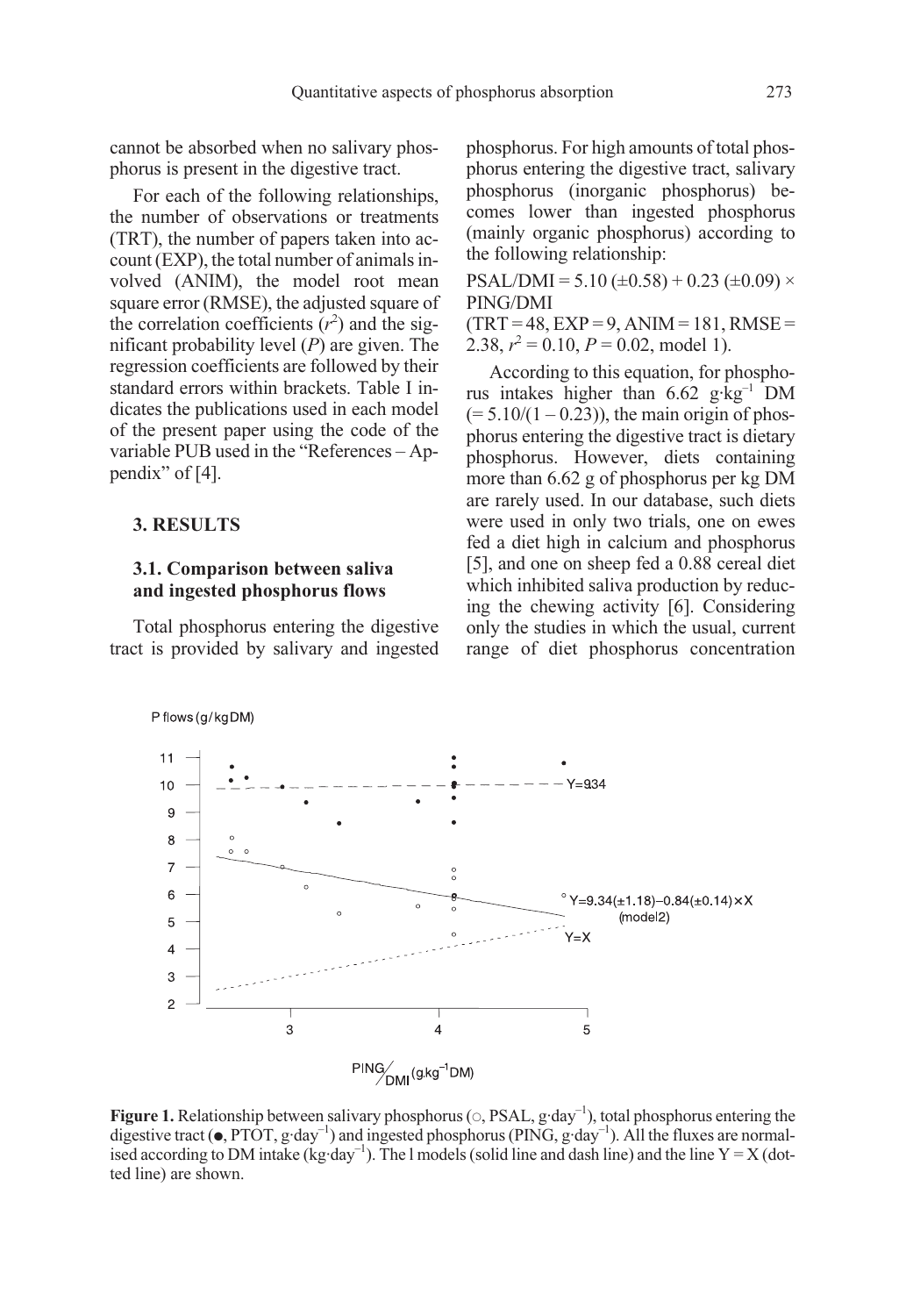cannot be absorbed when no salivary phosphorus is present in the digestive tract.

For each of the following relationships, the number of observations or treatments (TRT), the number of papers taken into account (EXP), the total number of animals involved (ANIM), the model root mean square error (RMSE), the adjusted square of the correlation coefficients ($r^2$) and the significant probability level ($P$) are given. The regression coefficients are followed by their standard errors within brackets. Table I indicates the publications used in each model of the present paper using the code of the variable PUB used in the "References – Appendix" of [4].

## 3. RESULTS

### 3.1. Comparison between saliva and ingested phosphorus flows

Total phosphorus entering the digestive tract is provided by salivary and ingested phosphorus. For high amounts of total phosphorus entering the digestive tract, salivary phosphorus (inorganic phosphorus) becomes lower than ingested phosphorus (mainly organic phosphorus) according to the following relationship:

PSAL/DMI = 5.10 (±0.58) + 0.23 (±0.09) × PING/DMI
(TRT = 48, EXP = 9, ANIM = 181, RMSE = 2.38, $r^2$ = 0.10, $P$ = 0.02, model 1).

According to this equation, for phosphorus intakes higher than 6.62 g·kg$^{-1}$ DM (= 5.10/(1 – 0.23)), the main origin of phosphorus entering the digestive tract is dietary phosphorus. However, diets containing more than 6.62 g of phosphorus per kg DM are rarely used. In our database, such diets were used in only two trials, one on ewes fed a diet high in calcium and phosphorus [5], and one on sheep fed a 0.88 cereal diet which inhibited saliva production by reducing the chewing activity [6]. Considering only the studies in which the usual, current range of diet phosphorus concentration

**Figure 1.** Relationship between salivary phosphorus (○, PSAL, g·day$^{-1}$), total phosphorus entering the digestive tract (●, PTOT, g·day$^{-1}$) and ingested phosphorus (PING, g·day$^{-1}$). All the fluxes are normalised according to DM intake (kg·day$^{-1}$). The l models (solid line and dash line) and the line Y = X (dotted line) are shown.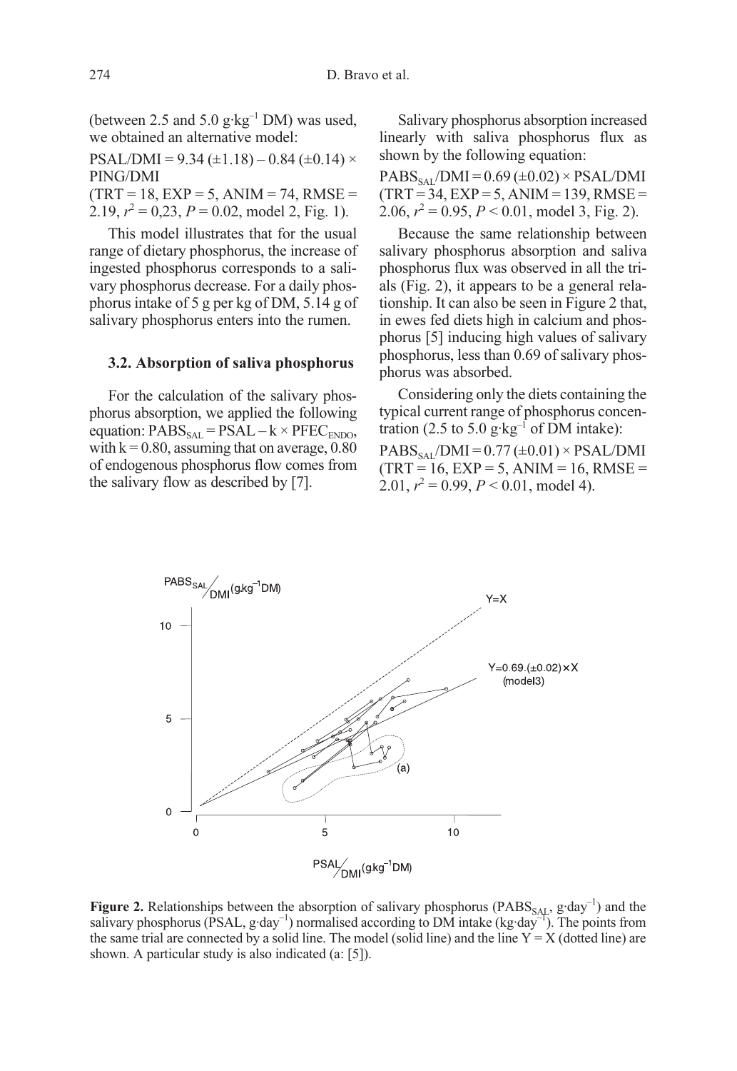(between 2.5 and 5.0 $g \cdot kg^{-1}$ DM) was used, we obtained an alternative model:

$$PSAL/DMI = 9.34 (\pm 1.18) - 0.84 (\pm 0.14) \times PING/DMI$$

(TRT = 18, EXP = 5, ANIM = 74, RMSE = 2.19, $r^2 = 0{,}23$, $P = 0.02$, model 2, Fig. 1).

This model illustrates that for the usual range of dietary phosphorus, the increase of ingested phosphorus corresponds to a salivary phosphorus decrease. For a daily phosphorus intake of 5 g per kg of DM, 5.14 g of salivary phosphorus enters into the rumen.

### 3.2. Absorption of saliva phosphorus

For the calculation of the salivary phosphorus absorption, we applied the following equation: $PABS_{SAL} = PSAL - k \times PFEC_{ENDO}$, with $k = 0.80$, assuming that on average, 0.80 of endogenous phosphorus flow comes from the salivary flow as described by [7].

Salivary phosphorus absorption increased linearly with saliva phosphorus flux as shown by the following equation:

$$PABS_{SAL}/DMI = 0.69 (\pm 0.02) \times PSAL/DMI$$

(TRT = 34, EXP = 5, ANIM = 139, RMSE = 2.06, $r^2 = 0.95$, $P < 0.01$, model 3, Fig. 2).

Because the same relationship between salivary phosphorus absorption and saliva phosphorus flux was observed in all the trials (Fig. 2), it appears to be a general relationship. It can also be seen in Figure 2 that, in ewes fed diets high in calcium and phosphorus [5] inducing high values of salivary phosphorus, less than 0.69 of salivary phosphorus was absorbed.

Considering only the diets containing the typical current range of phosphorus concentration (2.5 to 5.0 $g \cdot kg^{-1}$ of DM intake):

$$PABS_{SAL}/DMI = 0.77 (\pm 0.01) \times PSAL/DMI$$

(TRT = 16, EXP = 5, ANIM = 16, RMSE = 2.01, $r^2 = 0.99$, $P < 0.01$, model 4).

**Figure 2.** Relationships between the absorption of salivary phosphorus ($PABS_{SAL}$, $g \cdot day^{-1}$) and the salivary phosphorus (PSAL, $g \cdot day^{-1}$) normalised according to DM intake ($kg \cdot day^{-1}$). The points from the same trial are connected by a solid line. The model (solid line) and the line Y = X (dotted line) are shown. A particular study is also indicated (a: [5]).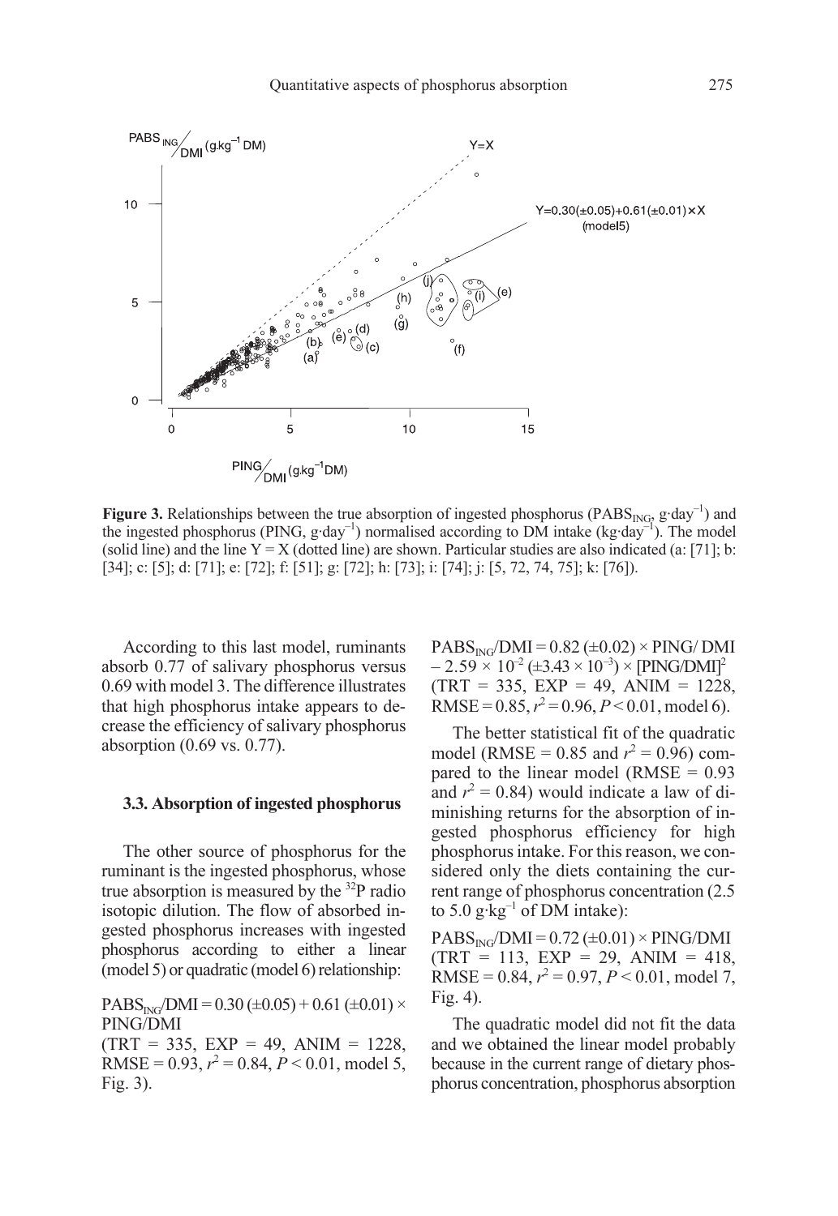Figure 3. Relationships between the true absorption of ingested phosphorus ($PABS_{ING}$, $g \cdot day^{-1}$) and the ingested phosphorus (PING, $g \cdot day^{-1}$) normalised according to DM intake ($kg \cdot day^{-1}$). The model (solid line) and the line Y = X (dotted line) are shown. Particular studies are also indicated (a: [71]; b: [34]; c: [5]; d: [71]; e: [72]; f: [51]; g: [72]; h: [73]; i: [74]; j: [5, 72, 74, 75]; k: [76]).

According to this last model, ruminants absorb 0.77 of salivary phosphorus versus 0.69 with model 3. The difference illustrates that high phosphorus intake appears to decrease the efficiency of salivary phosphorus absorption (0.69 vs. 0.77).

### 3.3. Absorption of ingested phosphorus

The other source of phosphorus for the ruminant is the ingested phosphorus, whose true absorption is measured by the $^{32}P$ radio isotopic dilution. The flow of absorbed ingested phosphorus increases with ingested phosphorus according to either a linear (model 5) or quadratic (model 6) relationship:

$PABS_{ING}/DMI = 0.30\ (\pm 0.05) + 0.61\ (\pm 0.01) \times PING/DMI$
(TRT = 335, EXP = 49, ANIM = 1228, RMSE = 0.93, $r^2 = 0.84$, $P < 0.01$, model 5, Fig. 3).

$PABS_{ING}/DMI = 0.82\ (\pm 0.02) \times PING/DMI - 2.59 \times 10^{-2}\ (\pm 3.43 \times 10^{-3}) \times [PING/DMI]^2$
(TRT = 335, EXP = 49, ANIM = 1228, RMSE = 0.85, $r^2 = 0.96$, $P < 0.01$, model 6).

The better statistical fit of the quadratic model (RMSE = 0.85 and $r^2 = 0.96$) compared to the linear model (RMSE = 0.93 and $r^2 = 0.84$) would indicate a law of diminishing returns for the absorption of ingested phosphorus efficiency for high phosphorus intake. For this reason, we considered only the diets containing the current range of phosphorus concentration (2.5 to 5.0 $g \cdot kg^{-1}$ of DM intake):

$PABS_{ING}/DMI = 0.72\ (\pm 0.01) \times PING/DMI$
(TRT = 113, EXP = 29, ANIM = 418, RMSE = 0.84, $r^2 = 0.97$, $P < 0.01$, model 7, Fig. 4).

The quadratic model did not fit the data and we obtained the linear model probably because in the current range of dietary phosphorus concentration, phosphorus absorption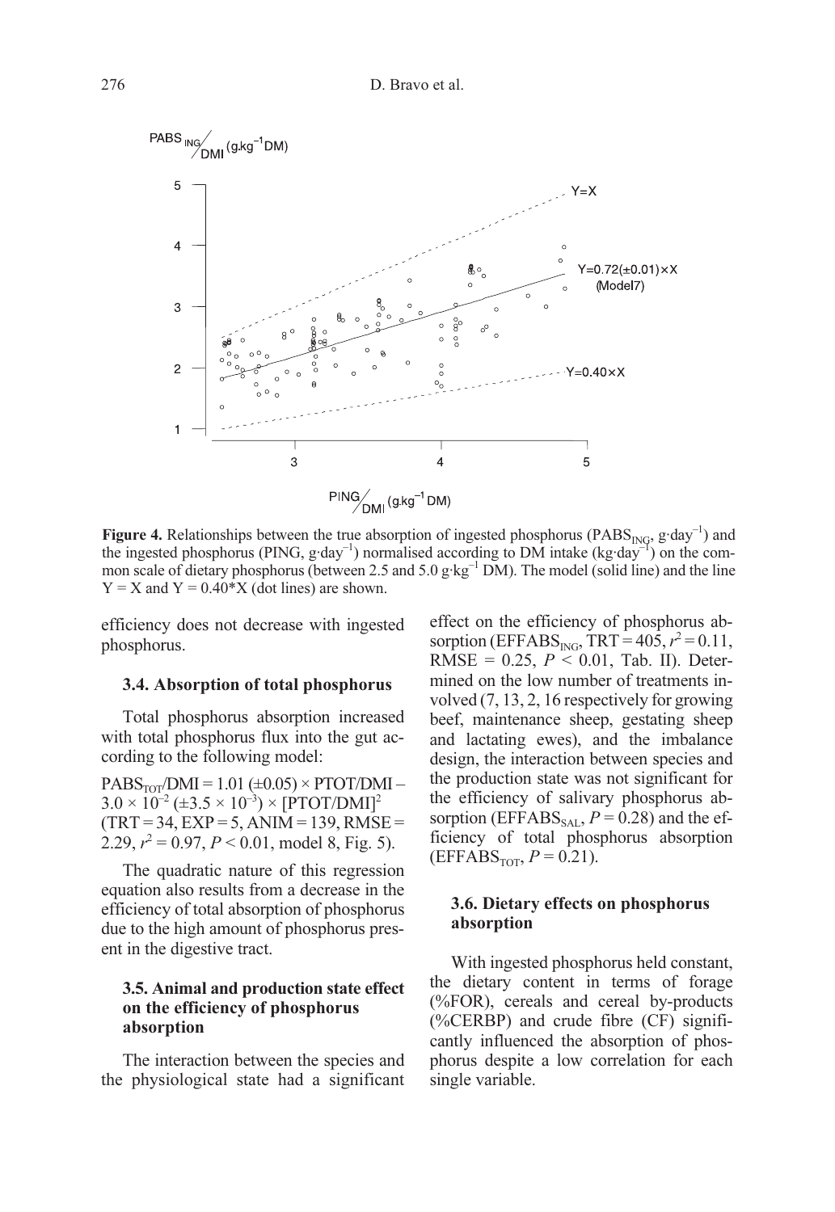**Figure 4.** Relationships between the true absorption of ingested phosphorus ($PABS_{ING}$, $g \cdot day^{-1}$) and the ingested phosphorus (PING, $g \cdot day^{-1}$) normalised according to DM intake ($kg \cdot day^{-1}$) on the common scale of dietary phosphorus (between 2.5 and 5.0 $g \cdot kg^{-1}$ DM). The model (solid line) and the line Y = X and Y = 0.40*X (dot lines) are shown.

efficiency does not decrease with ingested phosphorus.

### 3.4. Absorption of total phosphorus

Total phosphorus absorption increased with total phosphorus flux into the gut according to the following model:

$PABS_{TOT}/DMI = 1.01 (\pm 0.05) \times PTOT/DMI - 3.0 \times 10^{-2} (\pm 3.5 \times 10^{-3}) \times [PTOT/DMI]^2$ (TRT = 34, EXP = 5, ANIM = 139, RMSE = 2.29, $r^2 = 0.97$, $P < 0.01$, model 8, Fig. 5).

The quadratic nature of this regression equation also results from a decrease in the efficiency of total absorption of phosphorus due to the high amount of phosphorus present in the digestive tract.

### 3.5. Animal and production state effect on the efficiency of phosphorus absorption

The interaction between the species and the physiological state had a significant effect on the efficiency of phosphorus absorption ($EFFABS_{ING}$, TRT = 405, $r^2 = 0.11$, RMSE = 0.25, $P < 0.01$, Tab. II). Determined on the low number of treatments involved (7, 13, 2, 16 respectively for growing beef, maintenance sheep, gestating sheep and lactating ewes), and the imbalance design, the interaction between species and the production state was not significant for the efficiency of salivary phosphorus absorption ($EFFABS_{SAL}$, $P = 0.28$) and the efficiency of total phosphorus absorption ($EFFABS_{TOT}$, $P = 0.21$).

### 3.6. Dietary effects on phosphorus absorption

With ingested phosphorus held constant, the dietary content in terms of forage (%FOR), cereals and cereal by-products (%CERBP) and crude fibre (CF) significantly influenced the absorption of phosphorus despite a low correlation for each single variable.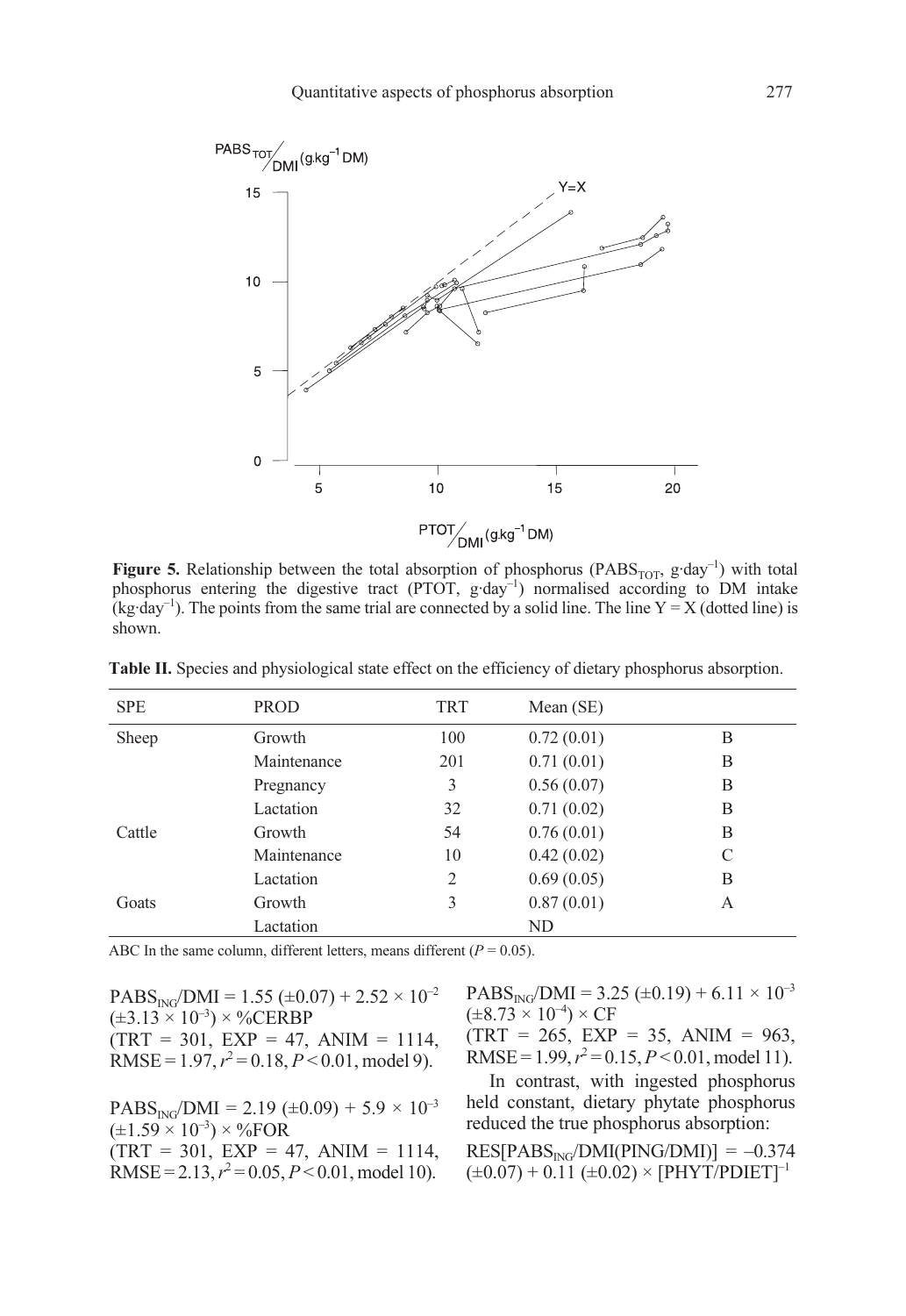Figure 5. Relationship between the total absorption of phosphorus ($PABS_{TOT}$, $g \cdot day^{-1}$) with total phosphorus entering the digestive tract (PTOT, $g \cdot day^{-1}$) normalised according to DM intake ($kg \cdot day^{-1}$). The points from the same trial are connected by a solid line. The line Y = X (dotted line) is shown.

**Table II.** Species and physiological state effect on the efficiency of dietary phosphorus absorption.

| SPE | PROD | TRT | Mean (SE) | |
|---|---|---|---|---|
| Sheep | Growth | 100 | 0.72 (0.01) | B |
| | Maintenance | 201 | 0.71 (0.01) | B |
| | Pregnancy | 3 | 0.56 (0.07) | B |
| | Lactation | 32 | 0.71 (0.02) | B |
| Cattle | Growth | 54 | 0.76 (0.01) | B |
| | Maintenance | 10 | 0.42 (0.02) | C |
| | Lactation | 2 | 0.69 (0.05) | B |
| Goats | Growth | 3 | 0.87 (0.01) | A |
| | Lactation | | ND | |

ABC In the same column, different letters, means different ($P = 0.05$).

$PABS_{ING}/DMI = 1.55\ (\pm 0.07) + 2.52 \times 10^{-2}\ (\pm 3.13 \times 10^{-3}) \times \%CERBP$
(TRT = 301, EXP = 47, ANIM = 1114, RMSE = 1.97, $r^2 = 0.18$, $P < 0.01$, model 9).

$PABS_{ING}/DMI = 2.19\ (\pm 0.09) + 5.9 \times 10^{-3}\ (\pm 1.59 \times 10^{-3}) \times \%FOR$
(TRT = 301, EXP = 47, ANIM = 1114, RMSE = 2.13, $r^2 = 0.05$, $P < 0.01$, model 10).

$PABS_{ING}/DMI = 3.25\ (\pm 0.19) + 6.11 \times 10^{-3}\ (\pm 8.73 \times 10^{-4}) \times CF$
(TRT = 265, EXP = 35, ANIM = 963, RMSE = 1.99, $r^2 = 0.15$, $P < 0.01$, model 11).

In contrast, with ingested phosphorus held constant, dietary phytate phosphorus reduced the true phosphorus absorption:

$RES[PABS_{ING}/DMI(PING/DMI)] = -0.374\ (\pm 0.07) + 0.11\ (\pm 0.02) \times [PHYT/PDIET]^{-1}$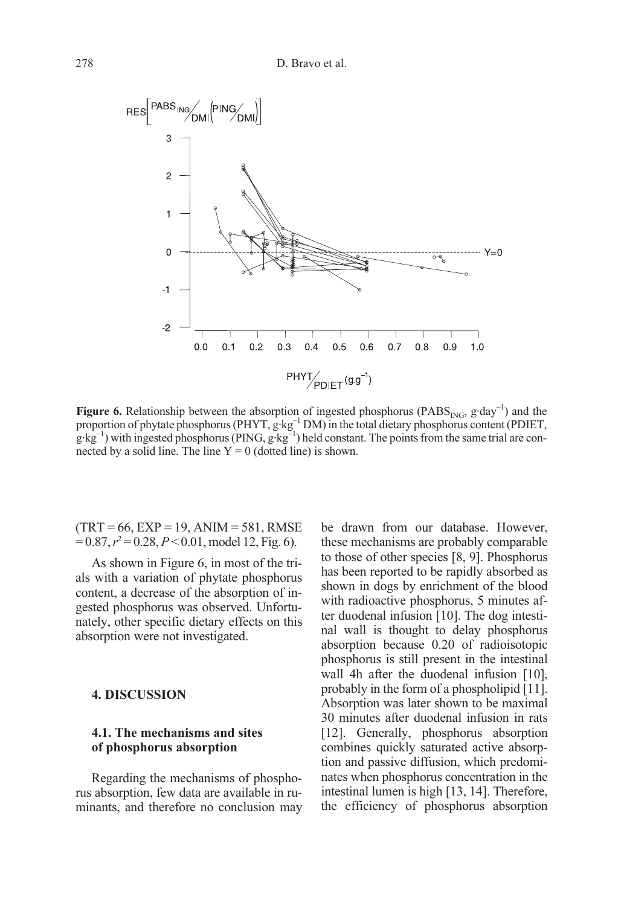**Figure 6.** Relationship between the absorption of ingested phosphorus ($PABS_{ING}$, $g \cdot day^{-1}$) and the proportion of phytate phosphorus (PHYT, $g \cdot kg^{-1}$ DM) in the total dietary phosphorus content (PDIET, $g \cdot kg^{-1}$) with ingested phosphorus (PING, $g \cdot kg^{-1}$) held constant. The points from the same trial are connected by a solid line. The line Y = 0 (dotted line) is shown.

(TRT = 66, EXP = 19, ANIM = 581, RMSE = 0.87, $r^2 = 0.28$, $P < 0.01$, model 12, Fig. 6).

As shown in Figure 6, in most of the trials with a variation of phytate phosphorus content, a decrease of the absorption of ingested phosphorus was observed. Unfortunately, other specific dietary effects on this absorption were not investigated.

## 4. DISCUSSION

### 4.1. The mechanisms and sites of phosphorus absorption

Regarding the mechanisms of phosphorus absorption, few data are available in ruminants, and therefore no conclusion may be drawn from our database. However, these mechanisms are probably comparable to those of other species [8, 9]. Phosphorus has been reported to be rapidly absorbed as shown in dogs by enrichment of the blood with radioactive phosphorus, 5 minutes after duodenal infusion [10]. The dog intestinal wall is thought to delay phosphorus absorption because 0.20 of radioisotopic phosphorus is still present in the intestinal wall 4h after the duodenal infusion [10], probably in the form of a phospholipid [11]. Absorption was later shown to be maximal 30 minutes after duodenal infusion in rats [12]. Generally, phosphorus absorption combines quickly saturated active absorption and passive diffusion, which predominates when phosphorus concentration in the intestinal lumen is high [13, 14]. Therefore, the efficiency of phosphorus absorption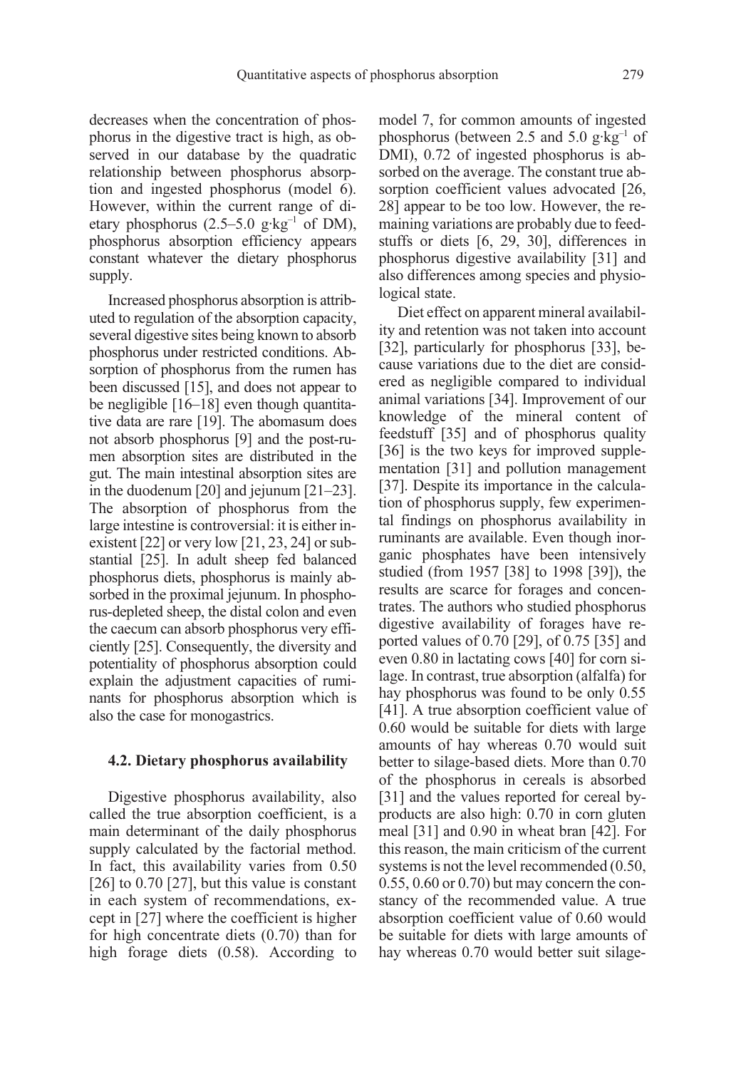decreases when the concentration of phosphorus in the digestive tract is high, as observed in our database by the quadratic relationship between phosphorus absorption and ingested phosphorus (model 6). However, within the current range of dietary phosphorus (2.5–5.0 $g \cdot kg^{-1}$ of DM), phosphorus absorption efficiency appears constant whatever the dietary phosphorus supply.

Increased phosphorus absorption is attributed to regulation of the absorption capacity, several digestive sites being known to absorb phosphorus under restricted conditions. Absorption of phosphorus from the rumen has been discussed [15], and does not appear to be negligible [16–18] even though quantitative data are rare [19]. The abomasum does not absorb phosphorus [9] and the post-rumen absorption sites are distributed in the gut. The main intestinal absorption sites are in the duodenum [20] and jejunum [21–23]. The absorption of phosphorus from the large intestine is controversial: it is either inexistent [22] or very low [21, 23, 24] or substantial [25]. In adult sheep fed balanced phosphorus diets, phosphorus is mainly absorbed in the proximal jejunum. In phosphorus-depleted sheep, the distal colon and even the caecum can absorb phosphorus very efficiently [25]. Consequently, the diversity and potentiality of phosphorus absorption could explain the adjustment capacities of ruminants for phosphorus absorption which is also the case for monogastrics.

### 4.2. Dietary phosphorus availability

Digestive phosphorus availability, also called the true absorption coefficient, is a main determinant of the daily phosphorus supply calculated by the factorial method. In fact, this availability varies from 0.50 [26] to 0.70 [27], but this value is constant in each system of recommendations, except in [27] where the coefficient is higher for high concentrate diets (0.70) than for high forage diets (0.58). According to model 7, for common amounts of ingested phosphorus (between 2.5 and 5.0 $g \cdot kg^{-1}$ of DMI), 0.72 of ingested phosphorus is absorbed on the average. The constant true absorption coefficient values advocated [26, 28] appear to be too low. However, the remaining variations are probably due to feedstuffs or diets [6, 29, 30], differences in phosphorus digestive availability [31] and also differences among species and physiological state.

Diet effect on apparent mineral availability and retention was not taken into account [32], particularly for phosphorus [33], because variations due to the diet are considered as negligible compared to individual animal variations [34]. Improvement of our knowledge of the mineral content of feedstuff [35] and of phosphorus quality [36] is the two keys for improved supplementation [31] and pollution management [37]. Despite its importance in the calculation of phosphorus supply, few experimental findings on phosphorus availability in ruminants are available. Even though inorganic phosphates have been intensively studied (from 1957 [38] to 1998 [39]), the results are scarce for forages and concentrates. The authors who studied phosphorus digestive availability of forages have reported values of 0.70 [29], of 0.75 [35] and even 0.80 in lactating cows [40] for corn silage. In contrast, true absorption (alfalfa) for hay phosphorus was found to be only 0.55 [41]. A true absorption coefficient value of 0.60 would be suitable for diets with large amounts of hay whereas 0.70 would suit better to silage-based diets. More than 0.70 of the phosphorus in cereals is absorbed [31] and the values reported for cereal byproducts are also high: 0.70 in corn gluten meal [31] and 0.90 in wheat bran [42]. For this reason, the main criticism of the current systems is not the level recommended (0.50, 0.55, 0.60 or 0.70) but may concern the constancy of the recommended value. A true absorption coefficient value of 0.60 would be suitable for diets with large amounts of hay whereas 0.70 would better suit silage-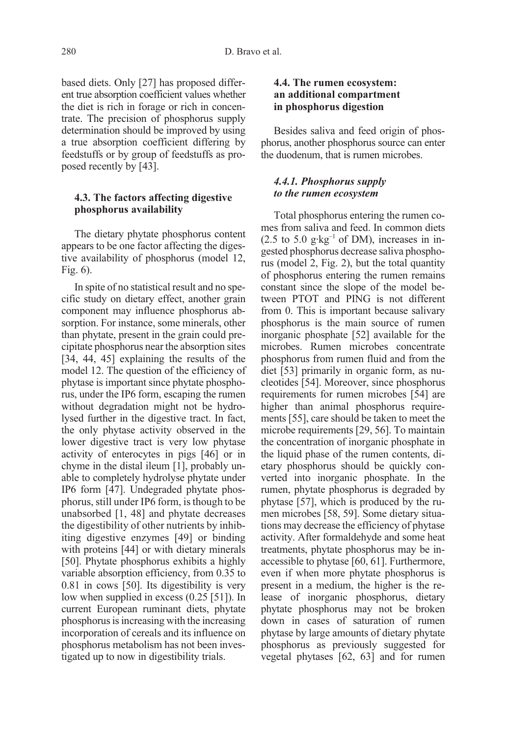based diets. Only [27] has proposed different true absorption coefficient values whether the diet is rich in forage or rich in concentrate. The precision of phosphorus supply determination should be improved by using a true absorption coefficient differing by feedstuffs or by group of feedstuffs as proposed recently by [43].

### 4.3. The factors affecting digestive phosphorus availability

The dietary phytate phosphorus content appears to be one factor affecting the digestive availability of phosphorus (model 12, Fig. 6).

In spite of no statistical result and no specific study on dietary effect, another grain component may influence phosphorus absorption. For instance, some minerals, other than phytate, present in the grain could precipitate phosphorus near the absorption sites [34, 44, 45] explaining the results of the model 12. The question of the efficiency of phytase is important since phytate phosphorus, under the IP6 form, escaping the rumen without degradation might not be hydrolysed further in the digestive tract. In fact, the only phytase activity observed in the lower digestive tract is very low phytase activity of enterocytes in pigs [46] or in chyme in the distal ileum [1], probably unable to completely hydrolyse phytate under IP6 form [47]. Undegraded phytate phosphorus, still under IP6 form, is though to be unabsorbed [1, 48] and phytate decreases the digestibility of other nutrients by inhibiting digestive enzymes [49] or binding with proteins [44] or with dietary minerals [50]. Phytate phosphorus exhibits a highly variable absorption efficiency, from 0.35 to 0.81 in cows [50]. Its digestibility is very low when supplied in excess (0.25 [51]). In current European ruminant diets, phytate phosphorus is increasing with the increasing incorporation of cereals and its influence on phosphorus metabolism has not been investigated up to now in digestibility trials.

### 4.4. The rumen ecosystem: an additional compartment in phosphorus digestion

Besides saliva and feed origin of phosphorus, another phosphorus source can enter the duodenum, that is rumen microbes.

#### *4.4.1. Phosphorus supply to the rumen ecosystem*

Total phosphorus entering the rumen comes from saliva and feed. In common diets (2.5 to 5.0 $g \cdot kg^{-1}$ of DM), increases in ingested phosphorus decrease saliva phosphorus (model 2, Fig. 2), but the total quantity of phosphorus entering the rumen remains constant since the slope of the model between PTOT and PING is not different from 0. This is important because salivary phosphorus is the main source of rumen inorganic phosphate [52] available for the microbes. Rumen microbes concentrate phosphorus from rumen fluid and from the diet [53] primarily in organic form, as nucleotides [54]. Moreover, since phosphorus requirements for rumen microbes [54] are higher than animal phosphorus requirements [55], care should be taken to meet the microbe requirements [29, 56]. To maintain the concentration of inorganic phosphate in the liquid phase of the rumen contents, dietary phosphorus should be quickly converted into inorganic phosphate. In the rumen, phytate phosphorus is degraded by phytase [57], which is produced by the rumen microbes [58, 59]. Some dietary situations may decrease the efficiency of phytase activity. After formaldehyde and some heat treatments, phytate phosphorus may be inaccessible to phytase [60, 61]. Furthermore, even if when more phytate phosphorus is present in a medium, the higher is the release of inorganic phosphorus, dietary phytate phosphorus may not be broken down in cases of saturation of rumen phytase by large amounts of dietary phytate phosphorus as previously suggested for vegetal phytases [62, 63] and for rumen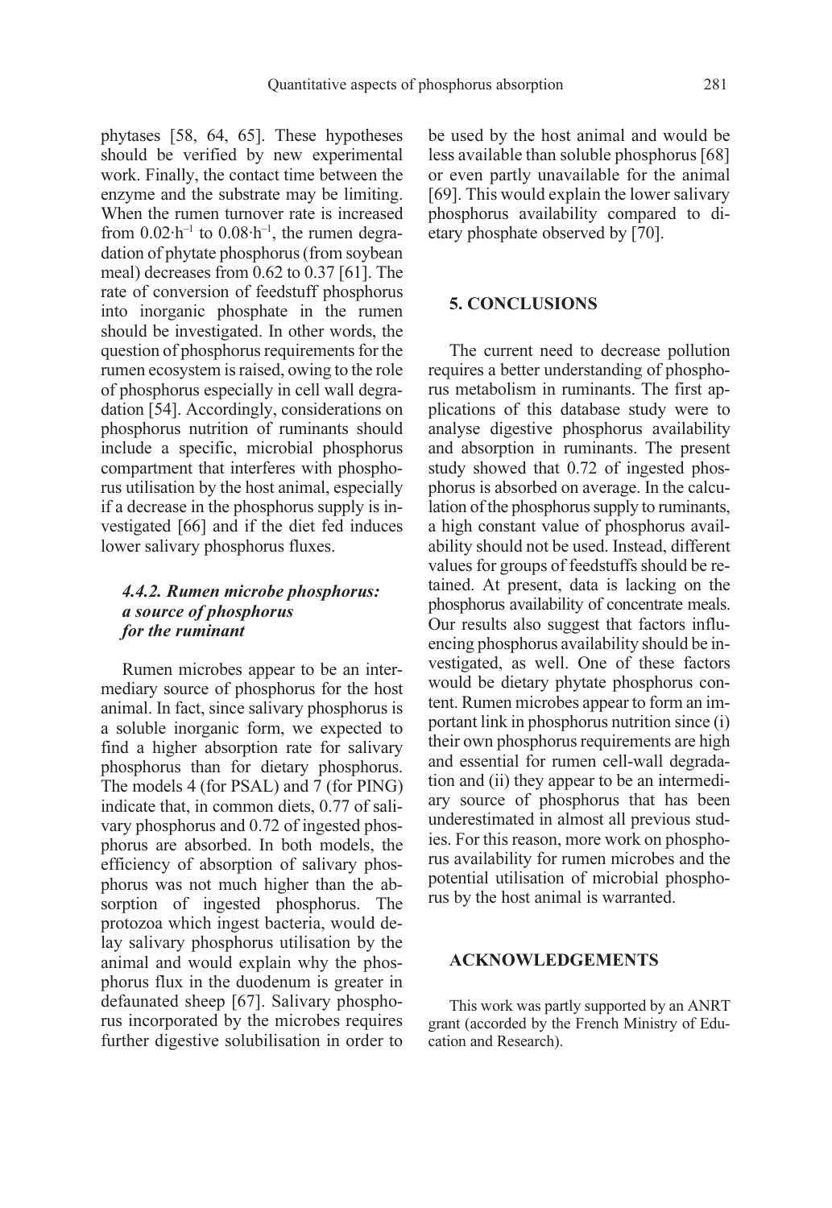phytases [58, 64, 65]. These hypotheses should be verified by new experimental work. Finally, the contact time between the enzyme and the substrate may be limiting. When the rumen turnover rate is increased from $0.02 \cdot h^{-1}$ to $0.08 \cdot h^{-1}$, the rumen degradation of phytate phosphorus (from soybean meal) decreases from 0.62 to 0.37 [61]. The rate of conversion of feedstuff phosphorus into inorganic phosphate in the rumen should be investigated. In other words, the question of phosphorus requirements for the rumen ecosystem is raised, owing to the role of phosphorus especially in cell wall degradation [54]. Accordingly, considerations on phosphorus nutrition of ruminants should include a specific, microbial phosphorus compartment that interferes with phosphorus utilisation by the host animal, especially if a decrease in the phosphorus supply is investigated [66] and if the diet fed induces lower salivary phosphorus fluxes.

#### *4.4.2. Rumen microbe phosphorus: a source of phosphorus for the ruminant*

Rumen microbes appear to be an intermediary source of phosphorus for the host animal. In fact, since salivary phosphorus is a soluble inorganic form, we expected to find a higher absorption rate for salivary phosphorus than for dietary phosphorus. The models 4 (for PSAL) and 7 (for PING) indicate that, in common diets, 0.77 of salivary phosphorus and 0.72 of ingested phosphorus are absorbed. In both models, the efficiency of absorption of salivary phosphorus was not much higher than the absorption of ingested phosphorus. The protozoa which ingest bacteria, would delay salivary phosphorus utilisation by the animal and would explain why the phosphorus flux in the duodenum is greater in defaunated sheep [67]. Salivary phosphorus incorporated by the microbes requires further digestive solubilisation in order to be used by the host animal and would be less available than soluble phosphorus [68] or even partly unavailable for the animal [69]. This would explain the lower salivary phosphorus availability compared to dietary phosphate observed by [70].

## 5. CONCLUSIONS

The current need to decrease pollution requires a better understanding of phosphorus metabolism in ruminants. The first applications of this database study were to analyse digestive phosphorus availability and absorption in ruminants. The present study showed that 0.72 of ingested phosphorus is absorbed on average. In the calculation of the phosphorus supply to ruminants, a high constant value of phosphorus availability should not be used. Instead, different values for groups of feedstuffs should be retained. At present, data is lacking on the phosphorus availability of concentrate meals. Our results also suggest that factors influencing phosphorus availability should be investigated, as well. One of these factors would be dietary phytate phosphorus content. Rumen microbes appear to form an important link in phosphorus nutrition since (i) their own phosphorus requirements are high and essential for rumen cell-wall degradation and (ii) they appear to be an intermediary source of phosphorus that has been underestimated in almost all previous studies. For this reason, more work on phosphorus availability for rumen microbes and the potential utilisation of microbial phosphorus by the host animal is warranted.

## ACKNOWLEDGEMENTS

This work was partly supported by an ANRT grant (accorded by the French Ministry of Education and Research).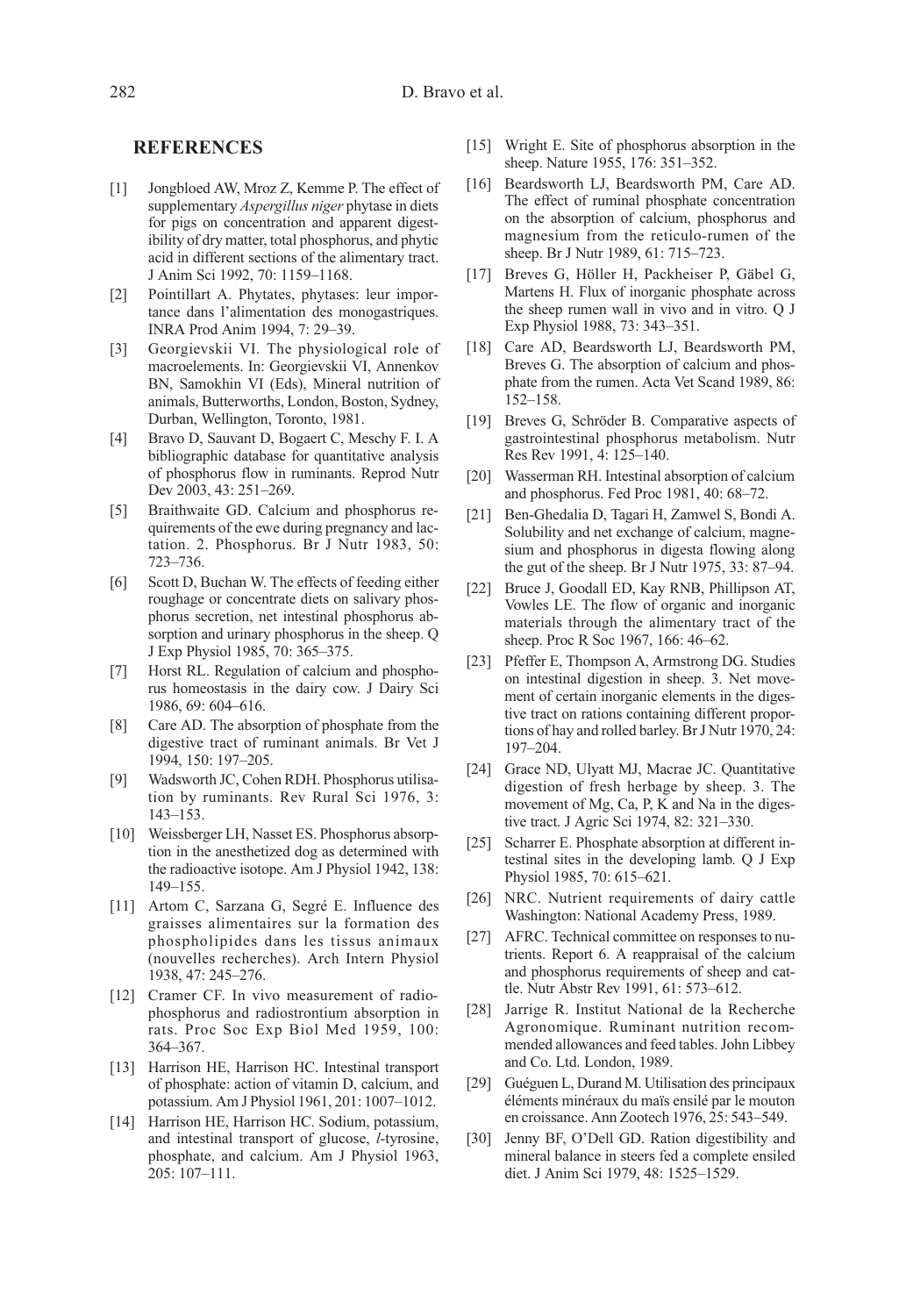## REFERENCES

[1] Jongbloed AW, Mroz Z, Kemme P. The effect of supplementary *Aspergillus niger* phytase in diets for pigs on concentration and apparent digestibility of dry matter, total phosphorus, and phytic acid in different sections of the alimentary tract. J Anim Sci 1992, 70: 1159–1168.

[2] Pointillart A. Phytates, phytases: leur importance dans l'alimentation des monogastriques. INRA Prod Anim 1994, 7: 29–39.

[3] Georgievskii VI. The physiological role of macroelements. In: Georgievskii VI, Annenkov BN, Samokhin VI (Eds), Mineral nutrition of animals, Butterworths, London, Boston, Sydney, Durban, Wellington, Toronto, 1981.

[4] Bravo D, Sauvant D, Bogaert C, Meschy F. I. A bibliographic database for quantitative analysis of phosphorus flow in ruminants. Reprod Nutr Dev 2003, 43: 251–269.

[5] Braithwaite GD. Calcium and phosphorus requirements of the ewe during pregnancy and lactation. 2. Phosphorus. Br J Nutr 1983, 50: 723–736.

[6] Scott D, Buchan W. The effects of feeding either roughage or concentrate diets on salivary phosphorus secretion, net intestinal phosphorus absorption and urinary phosphorus in the sheep. Q J Exp Physiol 1985, 70: 365–375.

[7] Horst RL. Regulation of calcium and phosphorus homeostasis in the dairy cow. J Dairy Sci 1986, 69: 604–616.

[8] Care AD. The absorption of phosphate from the digestive tract of ruminant animals. Br Vet J 1994, 150: 197–205.

[9] Wadsworth JC, Cohen RDH. Phosphorus utilisation by ruminants. Rev Rural Sci 1976, 3: 143–153.

[10] Weissberger LH, Nasset ES. Phosphorus absorption in the anesthetized dog as determined with the radioactive isotope. Am J Physiol 1942, 138: 149–155.

[11] Artom C, Sarzana G, Segré E. Influence des graisses alimentaires sur la formation des phospholipides dans les tissus animaux (nouvelles recherches). Arch Intern Physiol 1938, 47: 245–276.

[12] Cramer CF. In vivo measurement of radiophosphorus and radiostrontium absorption in rats. Proc Soc Exp Biol Med 1959, 100: 364–367.

[13] Harrison HE, Harrison HC. Intestinal transport of phosphate: action of vitamin D, calcium, and potassium. Am J Physiol 1961, 201: 1007–1012.

[14] Harrison HE, Harrison HC. Sodium, potassium, and intestinal transport of glucose, *l*-tyrosine, phosphate, and calcium. Am J Physiol 1963, 205: 107–111.

[15] Wright E. Site of phosphorus absorption in the sheep. Nature 1955, 176: 351–352.

[16] Beardsworth LJ, Beardsworth PM, Care AD. The effect of ruminal phosphate concentration on the absorption of calcium, phosphorus and magnesium from the reticulo-rumen of the sheep. Br J Nutr 1989, 61: 715–723.

[17] Breves G, Höller H, Packheiser P, Gäbel G, Martens H. Flux of inorganic phosphate across the sheep rumen wall in vivo and in vitro. Q J Exp Physiol 1988, 73: 343–351.

[18] Care AD, Beardsworth LJ, Beardsworth PM, Breves G. The absorption of calcium and phosphate from the rumen. Acta Vet Scand 1989, 86: 152–158.

[19] Breves G, Schröder B. Comparative aspects of gastrointestinal phosphorus metabolism. Nutr Res Rev 1991, 4: 125–140.

[20] Wasserman RH. Intestinal absorption of calcium and phosphorus. Fed Proc 1981, 40: 68–72.

[21] Ben-Ghedalia D, Tagari H, Zamwel S, Bondi A. Solubility and net exchange of calcium, magnesium and phosphorus in digesta flowing along the gut of the sheep. Br J Nutr 1975, 33: 87–94.

[22] Bruce J, Goodall ED, Kay RNB, Phillipson AT, Vowles LE. The flow of organic and inorganic materials through the alimentary tract of the sheep. Proc R Soc 1967, 166: 46–62.

[23] Pfeffer E, Thompson A, Armstrong DG. Studies on intestinal digestion in sheep. 3. Net movement of certain inorganic elements in the digestive tract on rations containing different proportions of hay and rolled barley. Br J Nutr 1970, 24: 197–204.

[24] Grace ND, Ulyatt MJ, Macrae JC. Quantitative digestion of fresh herbage by sheep. 3. The movement of Mg, Ca, P, K and Na in the digestive tract. J Agric Sci 1974, 82: 321–330.

[25] Scharrer E. Phosphate absorption at different intestinal sites in the developing lamb. Q J Exp Physiol 1985, 70: 615–621.

[26] NRC. Nutrient requirements of dairy cattle Washington: National Academy Press, 1989.

[27] AFRC. Technical committee on responses to nutrients. Report 6. A reappraisal of the calcium and phosphorus requirements of sheep and cattle. Nutr Abstr Rev 1991, 61: 573–612.

[28] Jarrige R. Institut National de la Recherche Agronomique. Ruminant nutrition recommended allowances and feed tables. John Libbey and Co. Ltd. London, 1989.

[29] Guéguen L, Durand M. Utilisation des principaux éléments minéraux du maïs ensilé par le mouton en croissance. Ann Zootech 1976, 25: 543–549.

[30] Jenny BF, O'Dell GD. Ration digestibility and mineral balance in steers fed a complete ensiled diet. J Anim Sci 1979, 48: 1525–1529.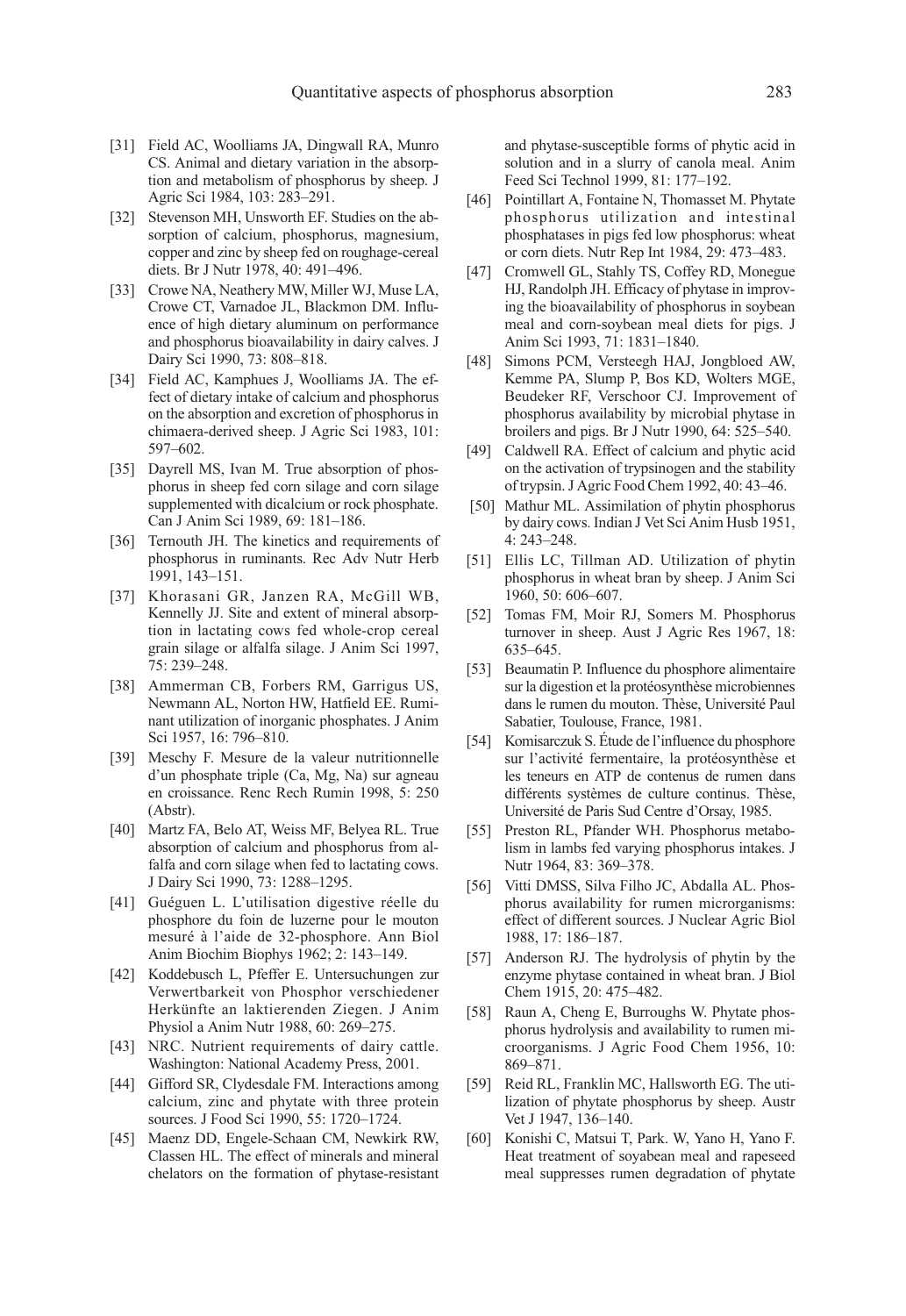[31] Field AC, Woolliams JA, Dingwall RA, Munro CS. Animal and dietary variation in the absorption and metabolism of phosphorus by sheep. J Agric Sci 1984, 103: 283–291.

[32] Stevenson MH, Unsworth EF. Studies on the absorption of calcium, phosphorus, magnesium, copper and zinc by sheep fed on roughage-cereal diets. Br J Nutr 1978, 40: 491–496.

[33] Crowe NA, Neathery MW, Miller WJ, Muse LA, Crowe CT, Varnadoe JL, Blackmon DM. Influence of high dietary aluminum on performance and phosphorus bioavailability in dairy calves. J Dairy Sci 1990, 73: 808–818.

[34] Field AC, Kamphues J, Woolliams JA. The effect of dietary intake of calcium and phosphorus on the absorption and excretion of phosphorus in chimaera-derived sheep. J Agric Sci 1983, 101: 597–602.

[35] Dayrell MS, Ivan M. True absorption of phosphorus in sheep fed corn silage and corn silage supplemented with dicalcium or rock phosphate. Can J Anim Sci 1989, 69: 181–186.

[36] Ternouth JH. The kinetics and requirements of phosphorus in ruminants. Rec Adv Nutr Herb 1991, 143–151.

[37] Khorasani GR, Janzen RA, McGill WB, Kennelly JJ. Site and extent of mineral absorption in lactating cows fed whole-crop cereal grain silage or alfalfa silage. J Anim Sci 1997, 75: 239–248.

[38] Ammerman CB, Forbers RM, Garrigus US, Newmann AL, Norton HW, Hatfield EE. Ruminant utilization of inorganic phosphates. J Anim Sci 1957, 16: 796–810.

[39] Meschy F. Mesure de la valeur nutritionnelle d'un phosphate triple (Ca, Mg, Na) sur agneau en croissance. Renc Rech Rumin 1998, 5: 250 (Abstr).

[40] Martz FA, Belo AT, Weiss MF, Belyea RL. True absorption of calcium and phosphorus from alfalfa and corn silage when fed to lactating cows. J Dairy Sci 1990, 73: 1288–1295.

[41] Guéguen L. L'utilisation digestive réelle du phosphore du foin de luzerne pour le mouton mesuré à l'aide de 32-phosphore. Ann Biol Anim Biochim Biophys 1962; 2: 143–149.

[42] Koddebusch L, Pfeffer E. Untersuchungen zur Verwertbarkeit von Phosphor verschiedener Herkünfte an laktierenden Ziegen. J Anim Physiol a Anim Nutr 1988, 60: 269–275.

[43] NRC. Nutrient requirements of dairy cattle. Washington: National Academy Press, 2001.

[44] Gifford SR, Clydesdale FM. Interactions among calcium, zinc and phytate with three protein sources. J Food Sci 1990, 55: 1720–1724.

[45] Maenz DD, Engele-Schaan CM, Newkirk RW, Classen HL. The effect of minerals and mineral chelators on the formation of phytase-resistant and phytase-susceptible forms of phytic acid in solution and in a slurry of canola meal. Anim Feed Sci Technol 1999, 81: 177–192.

[46] Pointillart A, Fontaine N, Thomasset M. Phytate phosphorus utilization and intestinal phosphatases in pigs fed low phosphorus: wheat or corn diets. Nutr Rep Int 1984, 29: 473–483.

[47] Cromwell GL, Stahly TS, Coffey RD, Monegue HJ, Randolph JH. Efficacy of phytase in improving the bioavailability of phosphorus in soybean meal and corn-soybean meal diets for pigs. J Anim Sci 1993, 71: 1831–1840.

[48] Simons PCM, Versteegh HAJ, Jongbloed AW, Kemme PA, Slump P, Bos KD, Wolters MGE, Beudeker RF, Verschoor CJ. Improvement of phosphorus availability by microbial phytase in broilers and pigs. Br J Nutr 1990, 64: 525–540.

[49] Caldwell RA. Effect of calcium and phytic acid on the activation of trypsinogen and the stability of trypsin. J Agric Food Chem 1992, 40: 43–46.

[50] Mathur ML. Assimilation of phytin phosphorus by dairy cows. Indian J Vet Sci Anim Husb 1951, 4: 243–248.

[51] Ellis LC, Tillman AD. Utilization of phytin phosphorus in wheat bran by sheep. J Anim Sci 1960, 50: 606–607.

[52] Tomas FM, Moir RJ, Somers M. Phosphorus turnover in sheep. Aust J Agric Res 1967, 18: 635–645.

[53] Beaumatin P. Influence du phosphore alimentaire sur la digestion et la protéosynthèse microbiennes dans le rumen du mouton. Thèse, Université Paul Sabatier, Toulouse, France, 1981.

[54] Komisarczuk S. Étude de l'influence du phosphore sur l'activité fermentaire, la protéosynthèse et les teneurs en ATP de contenus de rumen dans différents systèmes de culture continus. Thèse, Université de Paris Sud Centre d'Orsay, 1985.

[55] Preston RL, Pfander WH. Phosphorus metabolism in lambs fed varying phosphorus intakes. J Nutr 1964, 83: 369–378.

[56] Vitti DMSS, Silva Filho JC, Abdalla AL. Phosphorus availability for rumen microrganisms: effect of different sources. J Nuclear Agric Biol 1988, 17: 186–187.

[57] Anderson RJ. The hydrolysis of phytin by the enzyme phytase contained in wheat bran. J Biol Chem 1915, 20: 475–482.

[58] Raun A, Cheng E, Burroughs W. Phytate phosphorus hydrolysis and availability to rumen microorganisms. J Agric Food Chem 1956, 10: 869–871.

[59] Reid RL, Franklin MC, Hallsworth EG. The utilization of phytate phosphorus by sheep. Austr Vet J 1947, 136–140.

[60] Konishi C, Matsui T, Park. W, Yano H, Yano F. Heat treatment of soyabean meal and rapeseed meal suppresses rumen degradation of phytate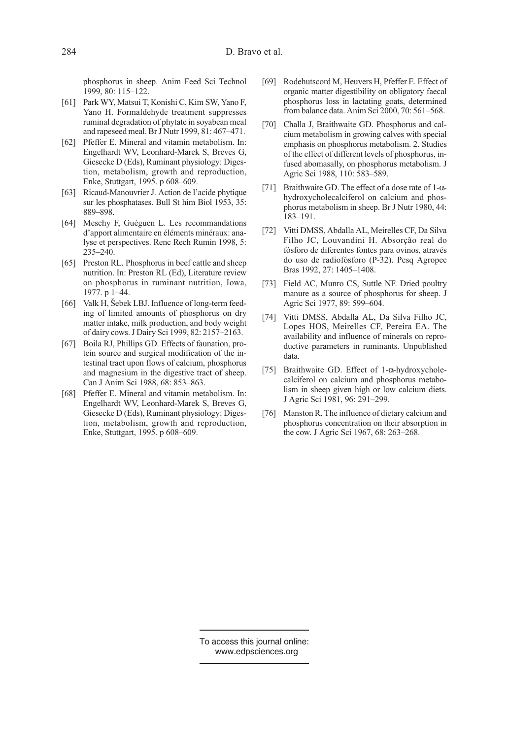phosphorus in sheep. Anim Feed Sci Technol 1999, 80: 115–122.

[61] Park WY, Matsui T, Konishi C, Kim SW, Yano F, Yano H. Formaldehyde treatment suppresses ruminal degradation of phytate in soyabean meal and rapeseed meal. Br J Nutr 1999, 81: 467–471.

[62] Pfeffer E. Mineral and vitamin metabolism. In: Engelhardt WV, Leonhard-Marek S, Breves G, Giesecke D (Eds), Ruminant physiology: Digestion, metabolism, growth and reproduction, Enke, Stuttgart, 1995. p 608–609.

[63] Ricaud-Manouvrier J. Action de l'acide phytique sur les phosphatases. Bull St him Biol 1953, 35: 889–898.

[64] Meschy F, Guéguen L. Les recommandations d'apport alimentaire en éléments minéraux: analyse et perspectives. Renc Rech Rumin 1998, 5: 235–240.

[65] Preston RL. Phosphorus in beef cattle and sheep nutrition. In: Preston RL (Ed), Literature review on phosphorus in ruminant nutrition, Iowa, 1977. p 1–44.

[66] Valk H, Šebek LBJ. Influence of long-term feeding of limited amounts of phosphorus on dry matter intake, milk production, and body weight of dairy cows. J Dairy Sci 1999, 82: 2157–2163.

[67] Boila RJ, Phillips GD. Effects of faunation, protein source and surgical modification of the intestinal tract upon flows of calcium, phosphorus and magnesium in the digestive tract of sheep. Can J Anim Sci 1988, 68: 853–863.

[68] Pfeffer E. Mineral and vitamin metabolism. In: Engelhardt WV, Leonhard-Marek S, Breves G, Giesecke D (Eds), Ruminant physiology: Digestion, metabolism, growth and reproduction, Enke, Stuttgart, 1995. p 608–609.

[69] Rodehutscord M, Heuvers H, Pfeffer E. Effect of organic matter digestibility on obligatory faecal phosphorus loss in lactating goats, determined from balance data. Anim Sci 2000, 70: 561–568.

[70] Challa J, Braithwaite GD. Phosphorus and calcium metabolism in growing calves with special emphasis on phosphorus metabolism. 2. Studies of the effect of different levels of phosphorus, infused abomasally, on phosphorus metabolism. J Agric Sci 1988, 110: 583–589.

[71] Braithwaite GD. The effect of a dose rate of 1-$\alpha$-hydroxycholecalciferol on calcium and phosphorus metabolism in sheep. Br J Nutr 1980, 44: 183–191.

[72] Vitti DMSS, Abdalla AL, Meirelles CF, Da Silva Filho JC, Louvandini H. Absorção real do fósforo de diferentes fontes para ovinos, através do uso de radiofósforo (P-32). Pesq Agropec Bras 1992, 27: 1405–1408.

[73] Field AC, Munro CS, Suttle NF. Dried poultry manure as a source of phosphorus for sheep. J Agric Sci 1977, 89: 599–604.

[74] Vitti DMSS, Abdalla AL, Da Silva Filho JC, Lopes HOS, Meirelles CF, Pereira EA. The availability and influence of minerals on reproductive parameters in ruminants. Unpublished data.

[75] Braithwaite GD. Effect of 1-$\alpha$-hydroxycholecalciferol on calcium and phosphorus metabolism in sheep given high or low calcium diets. J Agric Sci 1981, 96: 291–299.

[76] Manston R. The influence of dietary calcium and phosphorus concentration on their absorption in the cow. J Agric Sci 1967, 68: 263–268.

To access this journal online:
www.edpsciences.org